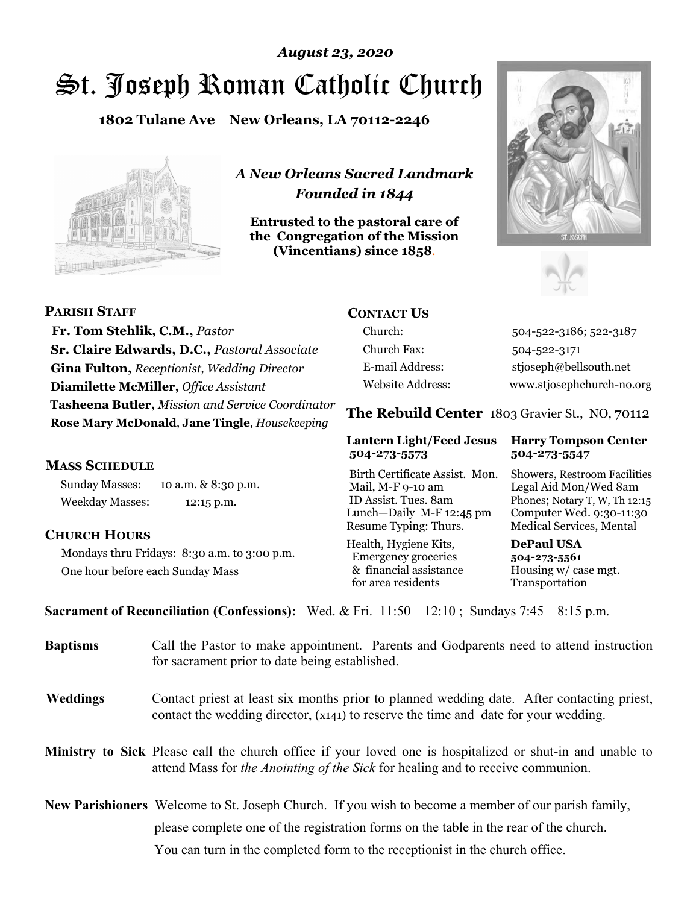*August 23, 2020*

# St. Joseph Roman Catholic Church

**1802 Tulane Ave New Orleans, LA 70112-2246**

*A New Orleans Sacred Landmark*
*Founded in 1844*

**Entrusted to the pastoral care of the Congregation of the Mission (Vincentians) since 1858.**

**PARISH STAFF**

**Fr. Tom Stehlik, C.M.,** *Pastor*
**Sr. Claire Edwards, D.C.,** *Pastoral Associate*
**Gina Fulton,** *Receptionist, Wedding Director*
**Diamilette McMiller,** *Office Assistant*
**Tasheena Butler,** *Mission and Service Coordinator*
**Rose Mary McDonald**, **Jane Tingle**, *Housekeeping*

**MASS SCHEDULE**

Sunday Masses: 10 a.m. & 8:30 p.m.
Weekday Masses: 12:15 p.m.

**CHURCH HOURS**

Mondays thru Fridays: 8:30 a.m. to 3:00 p.m.
One hour before each Sunday Mass

**CONTACT US**

| | |
|---|---|
| Church: | 504-522-3186; 522-3187 |
| Church Fax: | 504-522-3171 |
| E-mail Address: | stjoseph@bellsouth.net |
| Website Address: | www.stjosephchurch-no.org |

**The Rebuild Center** 1803 Gravier St., NO, 70112

| **Lantern Light/Feed Jesus 504-273-5573** | **Harry Tompson Center 504-273-5547** |
|---|---|
| Birth Certificate Assist. Mon. Mail, M-F 9-10 am ID Assist. Tues. 8am Lunch—Daily M-F 12:45 pm Resume Typing: Thurs. | Showers, Restroom Facilities Legal Aid Mon/Wed 8am Phones; Notary T, W, Th 12:15 Computer Wed. 9:30-11:30 Medical Services, Mental |
| Health, Hygiene Kits, Emergency groceries & financial assistance for area residents | **DePaul USA 504-273-5561** Housing w/ case mgt. Transportation |

**Sacrament of Reconciliation (Confessions):** Wed. & Fri. 11:50—12:10 ; Sundays 7:45—8:15 p.m.

**Baptisms** Call the Pastor to make appointment. Parents and Godparents need to attend instruction for sacrament prior to date being established.

**Weddings** Contact priest at least six months prior to planned wedding date. After contacting priest, contact the wedding director, (x141) to reserve the time and date for your wedding.

**Ministry to Sick** Please call the church office if your loved one is hospitalized or shut-in and unable to attend Mass for *the Anointing of the Sick* for healing and to receive communion.

**New Parishioners** Welcome to St. Joseph Church. If you wish to become a member of our parish family, please complete one of the registration forms on the table in the rear of the church. You can turn in the completed form to the receptionist in the church office.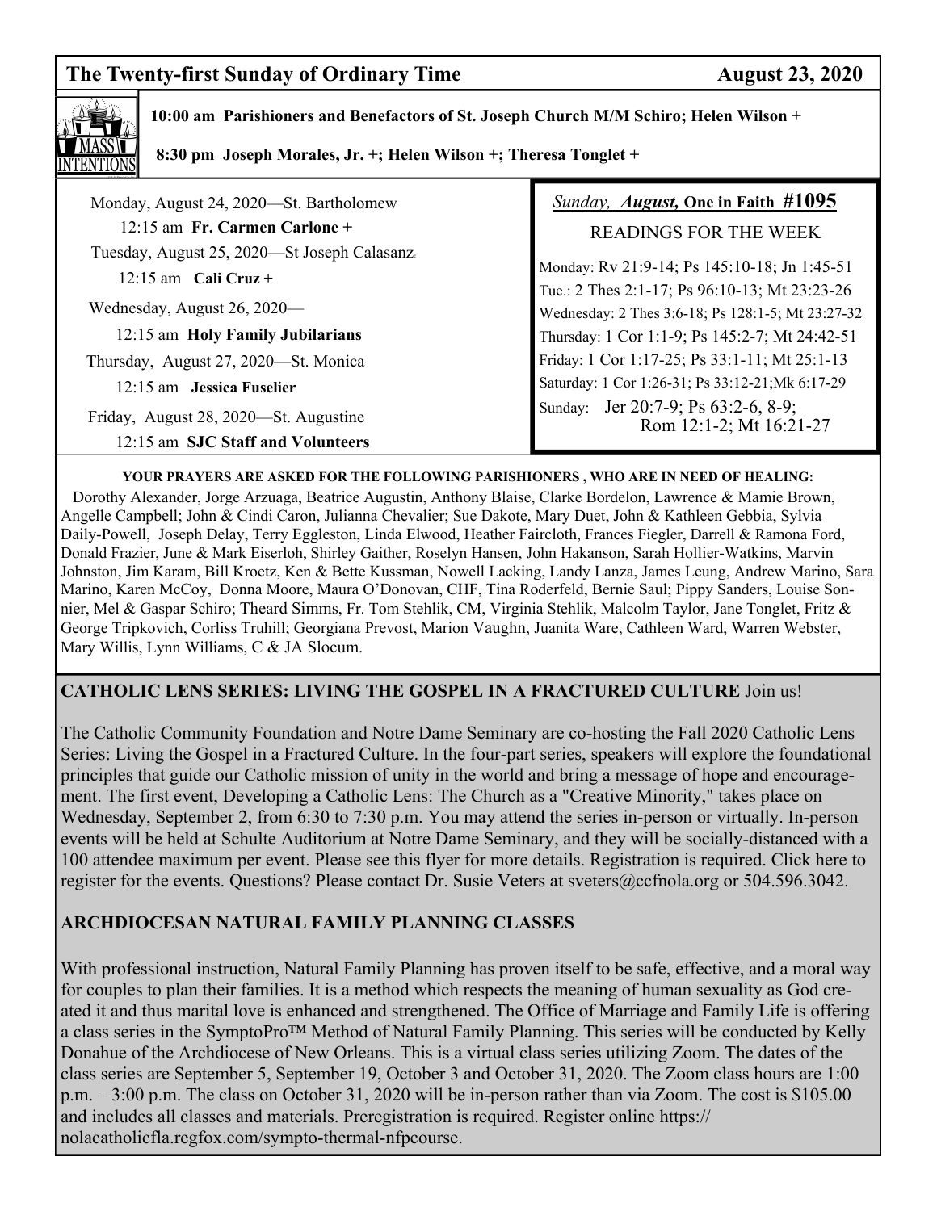## The Twenty-first Sunday of Ordinary Time — August 23, 2020

**MASS INTENTIONS**

**10:00 am Parishioners and Benefactors of St. Joseph Church M/M Schiro; Helen Wilson +**

**8:30 pm Joseph Morales, Jr. +; Helen Wilson +; Theresa Tonglet +**

Monday, August 24, 2020—St. Bartholomew
12:15 am **Fr. Carmen Carlone +**

Tuesday, August 25, 2020—St Joseph Calasanz
12:15 am **Cali Cruz +**

Wednesday, August 26, 2020—
12:15 am **Holy Family Jubilarians**

Thursday, August 27, 2020—St. Monica
12:15 am **Jessica Fuselier**

Friday, August 28, 2020—St. Augustine
12:15 am **SJC Staff and Volunteers**

*Sunday, **August,*** **One in Faith #1095**

READINGS FOR THE WEEK

Monday: Rv 21:9-14; Ps 145:10-18; Jn 1:45-51
Tue.: 2 Thes 2:1-17; Ps 96:10-13; Mt 23:23-26
Wednesday: 2 Thes 3:6-18; Ps 128:1-5; Mt 23:27-32
Thursday: 1 Cor 1:1-9; Ps 145:2-7; Mt 24:42-51
Friday: 1 Cor 1:17-25; Ps 33:1-11; Mt 25:1-13
Saturday: 1 Cor 1:26-31; Ps 33:12-21;Mk 6:17-29
Sunday: Jer 20:7-9; Ps 63:2-6, 8-9; Rom 12:1-2; Mt 16:21-27

**YOUR PRAYERS ARE ASKED FOR THE FOLLOWING PARISHIONERS , WHO ARE IN NEED OF HEALING:**

Dorothy Alexander, Jorge Arzuaga, Beatrice Augustin, Anthony Blaise, Clarke Bordelon, Lawrence & Mamie Brown, Angelle Campbell; John & Cindi Caron, Julianna Chevalier; Sue Dakote, Mary Duet, John & Kathleen Gebbia, Sylvia Daily-Powell, Joseph Delay, Terry Eggleston, Linda Elwood, Heather Faircloth, Frances Fiegler, Darrell & Ramona Ford, Donald Frazier, June & Mark Eiserloh, Shirley Gaither, Roselyn Hansen, John Hakanson, Sarah Hollier-Watkins, Marvin Johnston, Jim Karam, Bill Kroetz, Ken & Bette Kussman, Nowell Lacking, Landy Lanza, James Leung, Andrew Marino, Sara Marino, Karen McCoy, Donna Moore, Maura O'Donovan, CHF, Tina Roderfeld, Bernie Saul; Pippy Sanders, Louise Sonnier, Mel & Gaspar Schiro; Theard Simms, Fr. Tom Stehlik, CM, Virginia Stehlik, Malcolm Taylor, Jane Tonglet, Fritz & George Tripkovich, Corliss Truhill; Georgiana Prevost, Marion Vaughn, Juanita Ware, Cathleen Ward, Warren Webster, Mary Willis, Lynn Williams, C & JA Slocum.

**CATHOLIC LENS SERIES: LIVING THE GOSPEL IN A FRACTURED CULTURE** Join us!

The Catholic Community Foundation and Notre Dame Seminary are co-hosting the Fall 2020 Catholic Lens Series: Living the Gospel in a Fractured Culture. In the four-part series, speakers will explore the foundational principles that guide our Catholic mission of unity in the world and bring a message of hope and encouragement. The first event, Developing a Catholic Lens: The Church as a "Creative Minority," takes place on Wednesday, September 2, from 6:30 to 7:30 p.m. You may attend the series in-person or virtually. In-person events will be held at Schulte Auditorium at Notre Dame Seminary, and they will be socially-distanced with a 100 attendee maximum per event. Please see this flyer for more details. Registration is required. Click here to register for the events. Questions? Please contact Dr. Susie Veters at sveters@ccfnola.org or 504.596.3042.

**ARCHDIOCESAN NATURAL FAMILY PLANNING CLASSES**

With professional instruction, Natural Family Planning has proven itself to be safe, effective, and a moral way for couples to plan their families. It is a method which respects the meaning of human sexuality as God created it and thus marital love is enhanced and strengthened. The Office of Marriage and Family Life is offering a class series in the SymptoPro™ Method of Natural Family Planning. This series will be conducted by Kelly Donahue of the Archdiocese of New Orleans. This is a virtual class series utilizing Zoom. The dates of the class series are September 5, September 19, October 3 and October 31, 2020. The Zoom class hours are 1:00 p.m. – 3:00 p.m. The class on October 31, 2020 will be in-person rather than via Zoom. The cost is $105.00 and includes all classes and materials. Preregistration is required. Register online https://nolacatholicfla.regfox.com/sympto-thermal-nfpcourse.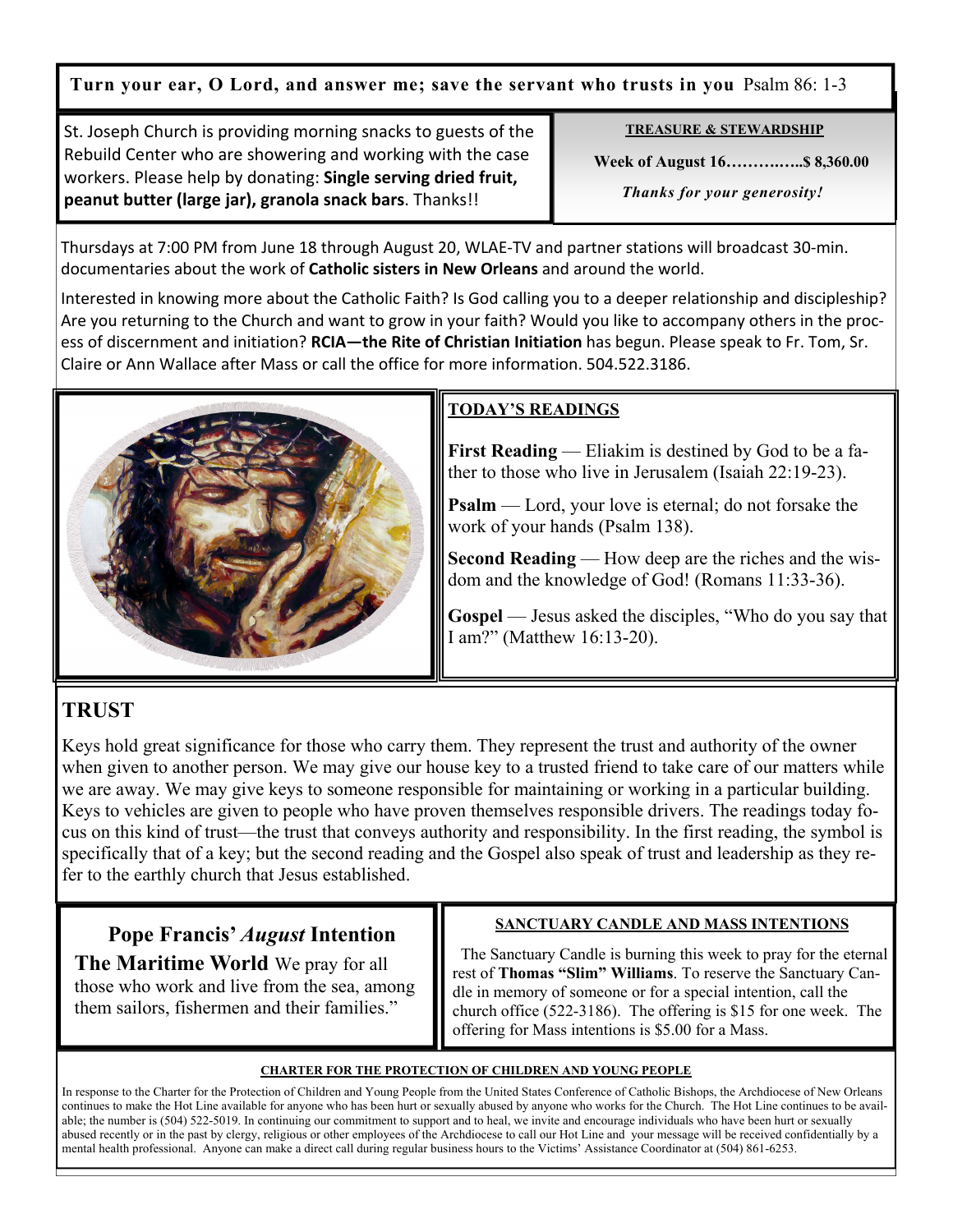**Turn your ear, O Lord, and answer me; save the servant who trusts in you** Psalm 86: 1-3

St. Joseph Church is providing morning snacks to guests of the Rebuild Center who are showering and working with the case workers. Please help by donating: **Single serving dried fruit, peanut butter (large jar), granola snack bars**. Thanks!!

**TREASURE & STEWARDSHIP**

**Week of August 16…………..$ 8,360.00**

***Thanks for your generosity!***

Thursdays at 7:00 PM from June 18 through August 20, WLAE-TV and partner stations will broadcast 30-min. documentaries about the work of **Catholic sisters in New Orleans** and around the world.

Interested in knowing more about the Catholic Faith? Is God calling you to a deeper relationship and discipleship? Are you returning to the Church and want to grow in your faith? Would you like to accompany others in the process of discernment and initiation? **RCIA—the Rite of Christian Initiation** has begun. Please speak to Fr. Tom, Sr. Claire or Ann Wallace after Mass or call the office for more information. 504.522.3186.

**TODAY'S READINGS**

**First Reading** — Eliakim is destined by God to be a father to those who live in Jerusalem (Isaiah 22:19-23).

**Psalm** — Lord, your love is eternal; do not forsake the work of your hands (Psalm 138).

**Second Reading** — How deep are the riches and the wisdom and the knowledge of God! (Romans 11:33-36).

**Gospel** — Jesus asked the disciples, "Who do you say that I am?" (Matthew 16:13-20).

## TRUST

Keys hold great significance for those who carry them. They represent the trust and authority of the owner when given to another person. We may give our house key to a trusted friend to take care of our matters while we are away. We may give keys to someone responsible for maintaining or working in a particular building. Keys to vehicles are given to people who have proven themselves responsible drivers. The readings today focus on this kind of trust—the trust that conveys authority and responsibility. In the first reading, the symbol is specifically that of a key; but the second reading and the Gospel also speak of trust and leadership as they refer to the earthly church that Jesus established.

**Pope Francis' *August* Intention**

**The Maritime World** We pray for all those who work and live from the sea, among them sailors, fishermen and their families."

**SANCTUARY CANDLE AND MASS INTENTIONS**

The Sanctuary Candle is burning this week to pray for the eternal rest of **Thomas "Slim" Williams**. To reserve the Sanctuary Candle in memory of someone or for a special intention, call the church office (522-3186). The offering is $15 for one week. The offering for Mass intentions is $5.00 for a Mass.

**CHARTER FOR THE PROTECTION OF CHILDREN AND YOUNG PEOPLE**

In response to the Charter for the Protection of Children and Young People from the United States Conference of Catholic Bishops, the Archdiocese of New Orleans continues to make the Hot Line available for anyone who has been hurt or sexually abused by anyone who works for the Church. The Hot Line continues to be available; the number is (504) 522-5019. In continuing our commitment to support and to heal, we invite and encourage individuals who have been hurt or sexually abused recently or in the past by clergy, religious or other employees of the Archdiocese to call our Hot Line and your message will be received confidentially by a mental health professional. Anyone can make a direct call during regular business hours to the Victims' Assistance Coordinator at (504) 861-6253.